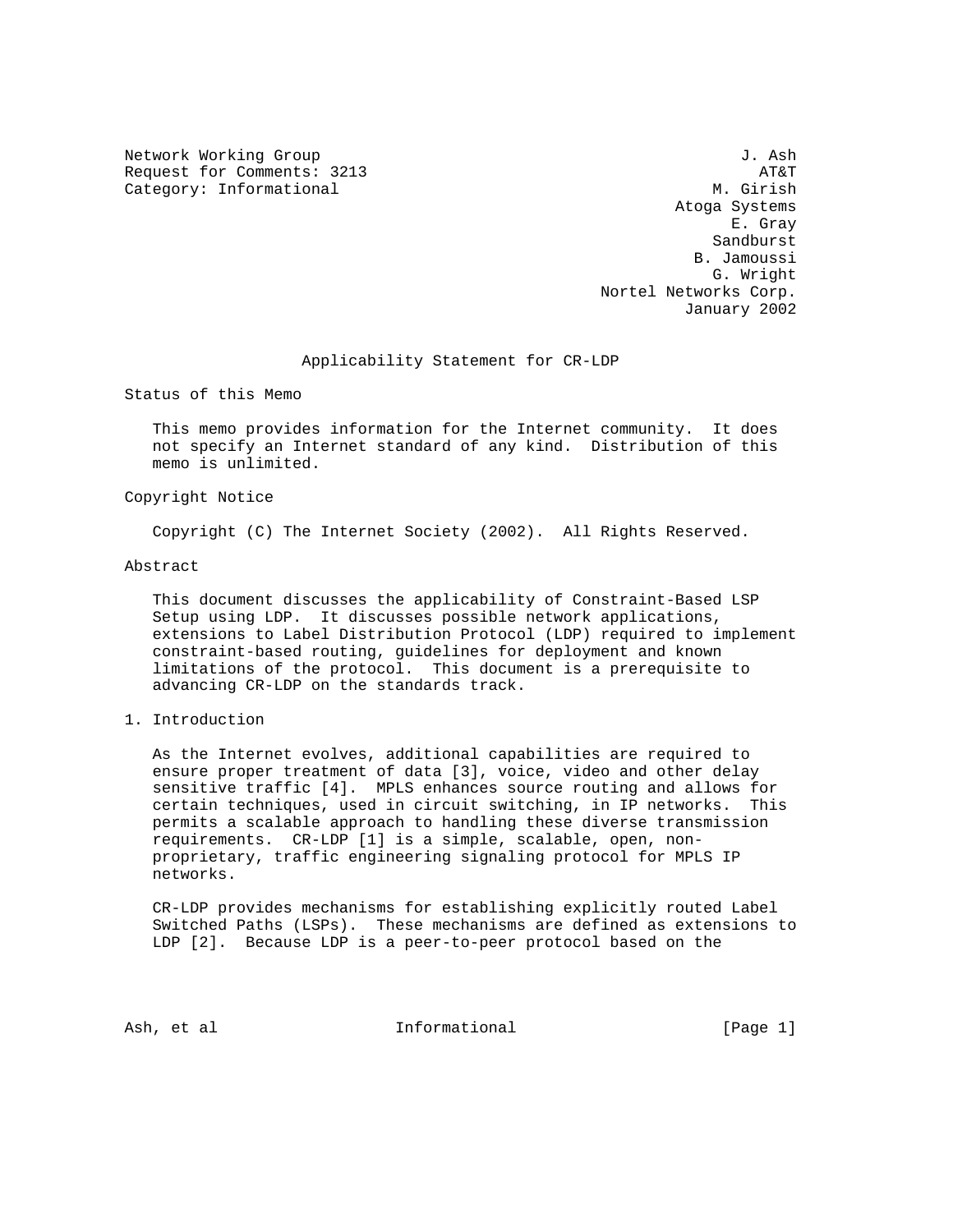Network Working Group
Request for Comments: 3213
Category: Informational

J. Ash
AT&T
M. Girish
Atoga Systems
E. Gray
Sandburst
B. Jamoussi
G. Wright
Nortel Networks Corp.
January 2002

# Applicability Statement for CR-LDP

## Status of this Memo

This memo provides information for the Internet community. It does not specify an Internet standard of any kind. Distribution of this memo is unlimited.

## Copyright Notice

Copyright (C) The Internet Society (2002). All Rights Reserved.

## Abstract

This document discusses the applicability of Constraint-Based LSP Setup using LDP. It discusses possible network applications, extensions to Label Distribution Protocol (LDP) required to implement constraint-based routing, guidelines for deployment and known limitations of the protocol. This document is a prerequisite to advancing CR-LDP on the standards track.

## 1. Introduction

As the Internet evolves, additional capabilities are required to ensure proper treatment of data [3], voice, video and other delay sensitive traffic [4]. MPLS enhances source routing and allows for certain techniques, used in circuit switching, in IP networks. This permits a scalable approach to handling these diverse transmission requirements. CR-LDP [1] is a simple, scalable, open, non-proprietary, traffic engineering signaling protocol for MPLS IP networks.

CR-LDP provides mechanisms for establishing explicitly routed Label Switched Paths (LSPs). These mechanisms are defined as extensions to LDP [2]. Because LDP is a peer-to-peer protocol based on the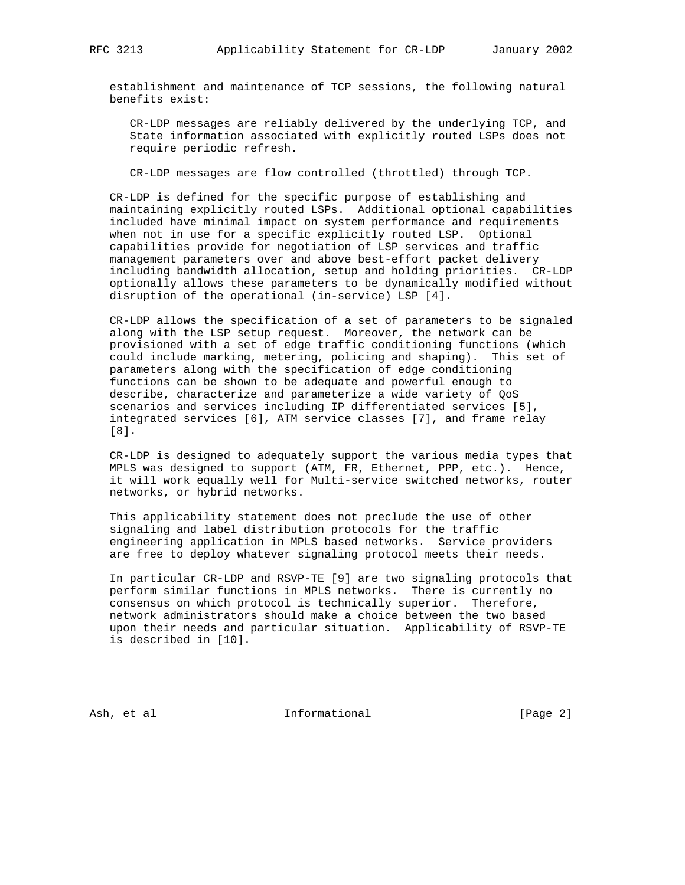establishment and maintenance of TCP sessions, the following natural benefits exist:

CR-LDP messages are reliably delivered by the underlying TCP, and State information associated with explicitly routed LSPs does not require periodic refresh.

CR-LDP messages are flow controlled (throttled) through TCP.

CR-LDP is defined for the specific purpose of establishing and maintaining explicitly routed LSPs. Additional optional capabilities included have minimal impact on system performance and requirements when not in use for a specific explicitly routed LSP. Optional capabilities provide for negotiation of LSP services and traffic management parameters over and above best-effort packet delivery including bandwidth allocation, setup and holding priorities. CR-LDP optionally allows these parameters to be dynamically modified without disruption of the operational (in-service) LSP [4].

CR-LDP allows the specification of a set of parameters to be signaled along with the LSP setup request. Moreover, the network can be provisioned with a set of edge traffic conditioning functions (which could include marking, metering, policing and shaping). This set of parameters along with the specification of edge conditioning functions can be shown to be adequate and powerful enough to describe, characterize and parameterize a wide variety of QoS scenarios and services including IP differentiated services [5], integrated services [6], ATM service classes [7], and frame relay [8].

CR-LDP is designed to adequately support the various media types that MPLS was designed to support (ATM, FR, Ethernet, PPP, etc.). Hence, it will work equally well for Multi-service switched networks, router networks, or hybrid networks.

This applicability statement does not preclude the use of other signaling and label distribution protocols for the traffic engineering application in MPLS based networks. Service providers are free to deploy whatever signaling protocol meets their needs.

In particular CR-LDP and RSVP-TE [9] are two signaling protocols that perform similar functions in MPLS networks. There is currently no consensus on which protocol is technically superior. Therefore, network administrators should make a choice between the two based upon their needs and particular situation. Applicability of RSVP-TE is described in [10].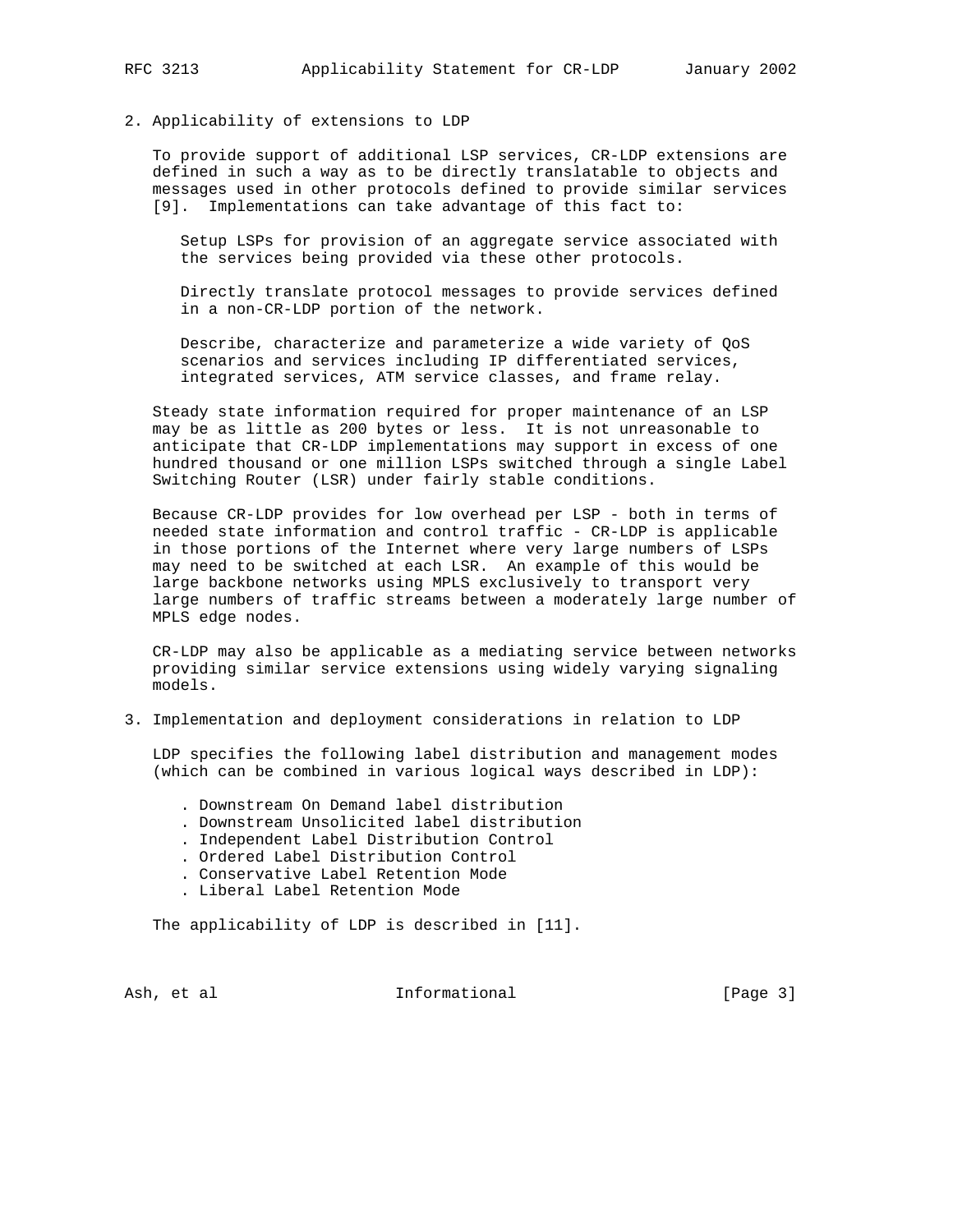## 2. Applicability of extensions to LDP

To provide support of additional LSP services, CR-LDP extensions are defined in such a way as to be directly translatable to objects and messages used in other protocols defined to provide similar services [9]. Implementations can take advantage of this fact to:

Setup LSPs for provision of an aggregate service associated with the services being provided via these other protocols.

Directly translate protocol messages to provide services defined in a non-CR-LDP portion of the network.

Describe, characterize and parameterize a wide variety of QoS scenarios and services including IP differentiated services, integrated services, ATM service classes, and frame relay.

Steady state information required for proper maintenance of an LSP may be as little as 200 bytes or less. It is not unreasonable to anticipate that CR-LDP implementations may support in excess of one hundred thousand or one million LSPs switched through a single Label Switching Router (LSR) under fairly stable conditions.

Because CR-LDP provides for low overhead per LSP - both in terms of needed state information and control traffic - CR-LDP is applicable in those portions of the Internet where very large numbers of LSPs may need to be switched at each LSR. An example of this would be large backbone networks using MPLS exclusively to transport very large numbers of traffic streams between a moderately large number of MPLS edge nodes.

CR-LDP may also be applicable as a mediating service between networks providing similar service extensions using widely varying signaling models.

## 3. Implementation and deployment considerations in relation to LDP

LDP specifies the following label distribution and management modes (which can be combined in various logical ways described in LDP):

- Downstream On Demand label distribution
- Downstream Unsolicited label distribution
- Independent Label Distribution Control
- Ordered Label Distribution Control
- Conservative Label Retention Mode
- Liberal Label Retention Mode

The applicability of LDP is described in [11].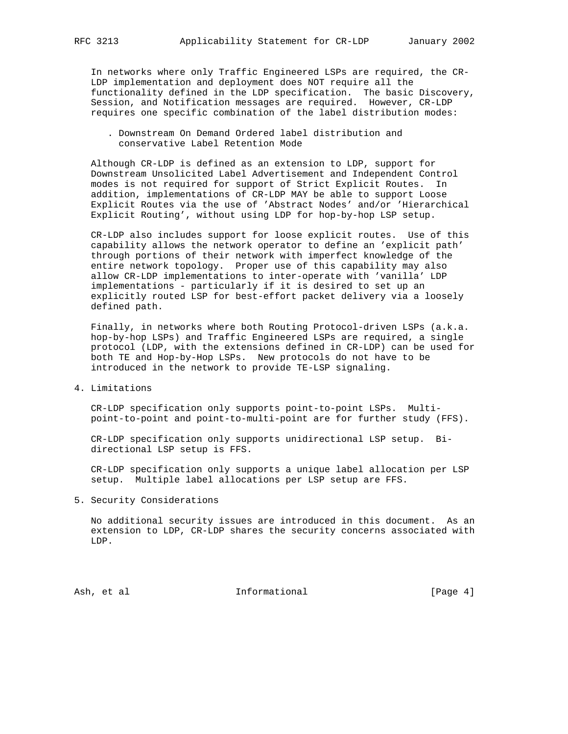In networks where only Traffic Engineered LSPs are required, the CR-LDP implementation and deployment does NOT require all the functionality defined in the LDP specification. The basic Discovery, Session, and Notification messages are required. However, CR-LDP requires one specific combination of the label distribution modes:

- Downstream On Demand Ordered label distribution and conservative Label Retention Mode

Although CR-LDP is defined as an extension to LDP, support for Downstream Unsolicited Label Advertisement and Independent Control modes is not required for support of Strict Explicit Routes. In addition, implementations of CR-LDP MAY be able to support Loose Explicit Routes via the use of 'Abstract Nodes' and/or 'Hierarchical Explicit Routing', without using LDP for hop-by-hop LSP setup.

CR-LDP also includes support for loose explicit routes. Use of this capability allows the network operator to define an 'explicit path' through portions of their network with imperfect knowledge of the entire network topology. Proper use of this capability may also allow CR-LDP implementations to inter-operate with 'vanilla' LDP implementations - particularly if it is desired to set up an explicitly routed LSP for best-effort packet delivery via a loosely defined path.

Finally, in networks where both Routing Protocol-driven LSPs (a.k.a. hop-by-hop LSPs) and Traffic Engineered LSPs are required, a single protocol (LDP, with the extensions defined in CR-LDP) can be used for both TE and Hop-by-Hop LSPs. New protocols do not have to be introduced in the network to provide TE-LSP signaling.

## 4. Limitations

CR-LDP specification only supports point-to-point LSPs. Multi-point-to-point and point-to-multi-point are for further study (FFS).

CR-LDP specification only supports unidirectional LSP setup. Bi-directional LSP setup is FFS.

CR-LDP specification only supports a unique label allocation per LSP setup. Multiple label allocations per LSP setup are FFS.

## 5. Security Considerations

No additional security issues are introduced in this document. As an extension to LDP, CR-LDP shares the security concerns associated with LDP.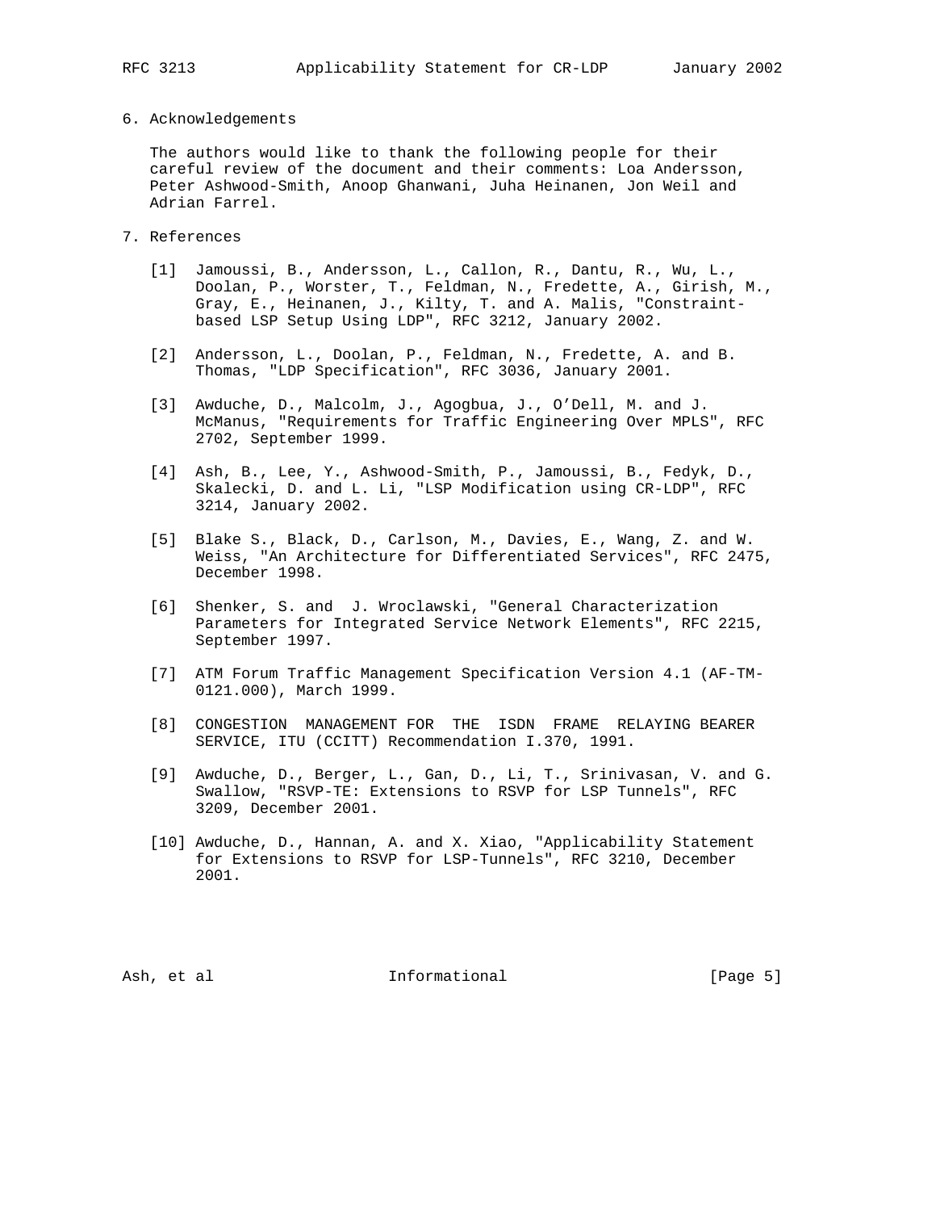## 6. Acknowledgements

The authors would like to thank the following people for their careful review of the document and their comments: Loa Andersson, Peter Ashwood-Smith, Anoop Ghanwani, Juha Heinanen, Jon Weil and Adrian Farrel.

## 7. References

[1] Jamoussi, B., Andersson, L., Callon, R., Dantu, R., Wu, L., Doolan, P., Worster, T., Feldman, N., Fredette, A., Girish, M., Gray, E., Heinanen, J., Kilty, T. and A. Malis, "Constraint-based LSP Setup Using LDP", RFC 3212, January 2002.

[2] Andersson, L., Doolan, P., Feldman, N., Fredette, A. and B. Thomas, "LDP Specification", RFC 3036, January 2001.

[3] Awduche, D., Malcolm, J., Agogbua, J., O'Dell, M. and J. McManus, "Requirements for Traffic Engineering Over MPLS", RFC 2702, September 1999.

[4] Ash, B., Lee, Y., Ashwood-Smith, P., Jamoussi, B., Fedyk, D., Skalecki, D. and L. Li, "LSP Modification using CR-LDP", RFC 3214, January 2002.

[5] Blake S., Black, D., Carlson, M., Davies, E., Wang, Z. and W. Weiss, "An Architecture for Differentiated Services", RFC 2475, December 1998.

[6] Shenker, S. and J. Wroclawski, "General Characterization Parameters for Integrated Service Network Elements", RFC 2215, September 1997.

[7] ATM Forum Traffic Management Specification Version 4.1 (AF-TM-0121.000), March 1999.

[8] CONGESTION MANAGEMENT FOR THE ISDN FRAME RELAYING BEARER SERVICE, ITU (CCITT) Recommendation I.370, 1991.

[9] Awduche, D., Berger, L., Gan, D., Li, T., Srinivasan, V. and G. Swallow, "RSVP-TE: Extensions to RSVP for LSP Tunnels", RFC 3209, December 2001.

[10] Awduche, D., Hannan, A. and X. Xiao, "Applicability Statement for Extensions to RSVP for LSP-Tunnels", RFC 3210, December 2001.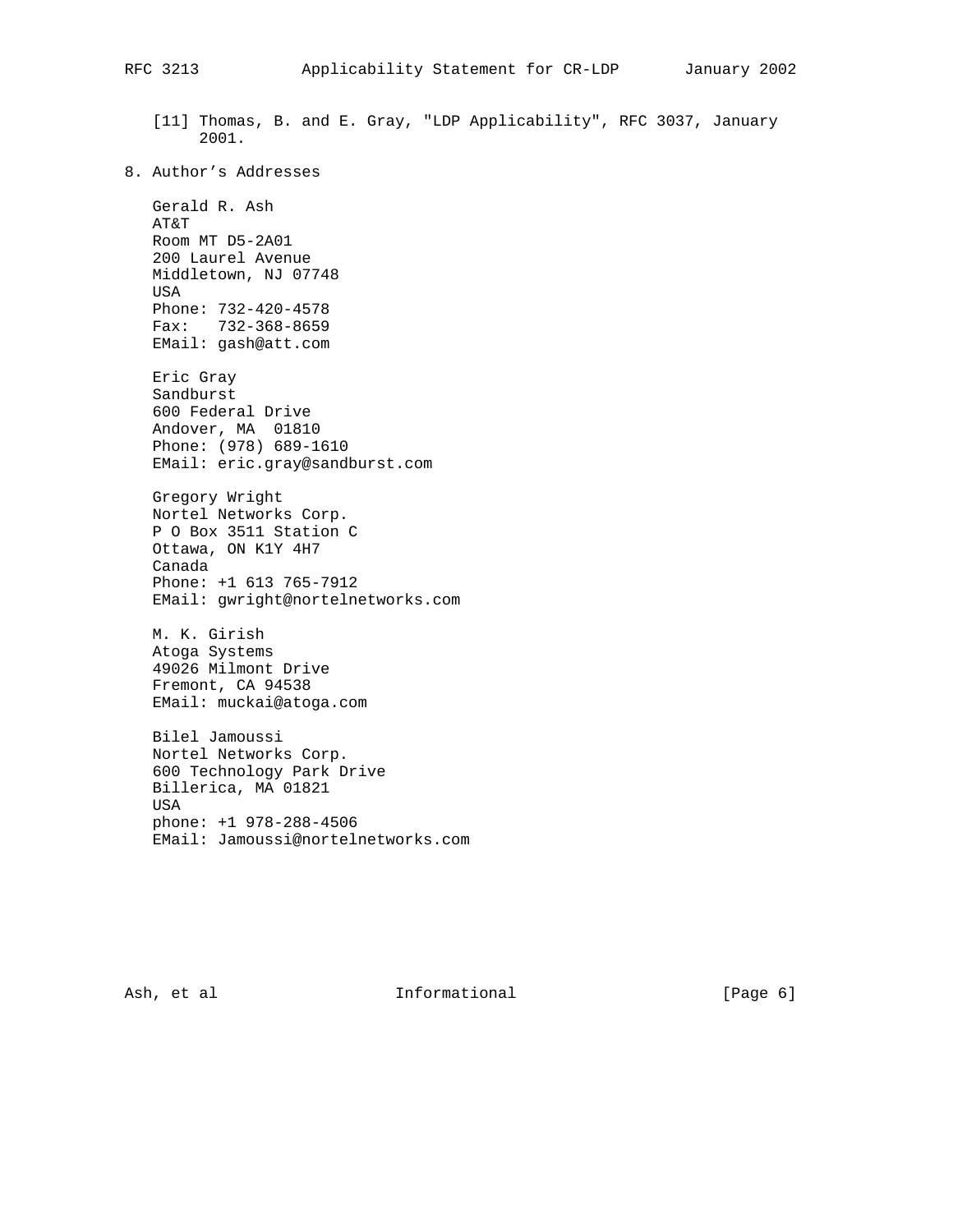[11] Thomas, B. and E. Gray, "LDP Applicability", RFC 3037, January 2001.

## 8. Author's Addresses

Gerald R. Ash
AT&T
Room MT D5-2A01
200 Laurel Avenue
Middletown, NJ 07748
USA
Phone: 732-420-4578
Fax: 732-368-8659
EMail: gash@att.com

Eric Gray
Sandburst
600 Federal Drive
Andover, MA 01810
Phone: (978) 689-1610
EMail: eric.gray@sandburst.com

Gregory Wright
Nortel Networks Corp.
P O Box 3511 Station C
Ottawa, ON K1Y 4H7
Canada
Phone: +1 613 765-7912
EMail: gwright@nortelnetworks.com

M. K. Girish
Atoga Systems
49026 Milmont Drive
Fremont, CA 94538
EMail: muckai@atoga.com

Bilel Jamoussi
Nortel Networks Corp.
600 Technology Park Drive
Billerica, MA 01821
USA
phone: +1 978-288-4506
EMail: Jamoussi@nortelnetworks.com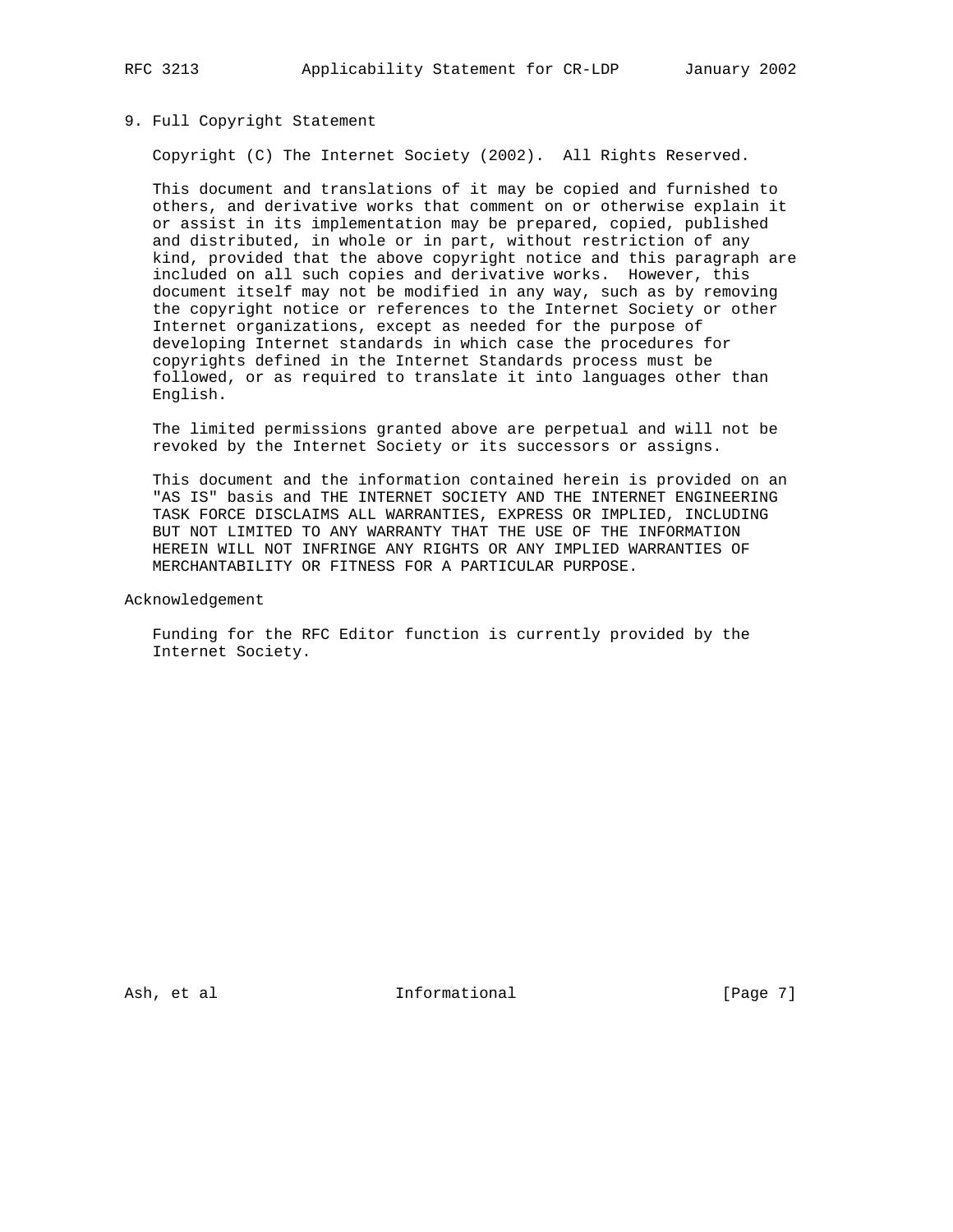## 9. Full Copyright Statement

Copyright (C) The Internet Society (2002). All Rights Reserved.

This document and translations of it may be copied and furnished to others, and derivative works that comment on or otherwise explain it or assist in its implementation may be prepared, copied, published and distributed, in whole or in part, without restriction of any kind, provided that the above copyright notice and this paragraph are included on all such copies and derivative works. However, this document itself may not be modified in any way, such as by removing the copyright notice or references to the Internet Society or other Internet organizations, except as needed for the purpose of developing Internet standards in which case the procedures for copyrights defined in the Internet Standards process must be followed, or as required to translate it into languages other than English.

The limited permissions granted above are perpetual and will not be revoked by the Internet Society or its successors or assigns.

This document and the information contained herein is provided on an "AS IS" basis and THE INTERNET SOCIETY AND THE INTERNET ENGINEERING TASK FORCE DISCLAIMS ALL WARRANTIES, EXPRESS OR IMPLIED, INCLUDING BUT NOT LIMITED TO ANY WARRANTY THAT THE USE OF THE INFORMATION HEREIN WILL NOT INFRINGE ANY RIGHTS OR ANY IMPLIED WARRANTIES OF MERCHANTABILITY OR FITNESS FOR A PARTICULAR PURPOSE.

## Acknowledgement

Funding for the RFC Editor function is currently provided by the Internet Society.